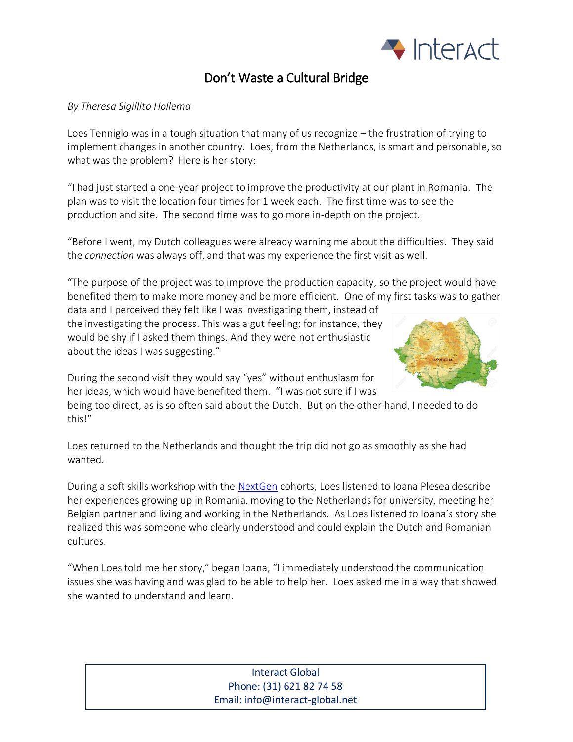# Don't Waste a Cultural Bridge

*By Theresa Sigillito Hollema*

Loes Tenniglo was in a tough situation that many of us recognize – the frustration of trying to implement changes in another country. Loes, from the Netherlands, is smart and personable, so what was the problem? Here is her story:

"I had just started a one-year project to improve the productivity at our plant in Romania. The plan was to visit the location four times for 1 week each. The first time was to see the production and site. The second time was to go more in-depth on the project.

"Before I went, my Dutch colleagues were already warning me about the difficulties. They said the *connection* was always off, and that was my experience the first visit as well.

"The purpose of the project was to improve the production capacity, so the project would have benefited them to make more money and be more efficient. One of my first tasks was to gather data and I perceived they felt like I was investigating them, instead of the investigating the process. This was a gut feeling; for instance, they would be shy if I asked them things. And they were not enthusiastic about the ideas I was suggesting."

During the second visit they would say "yes" without enthusiasm for her ideas, which would have benefited them. "I was not sure if I was being too direct, as is so often said about the Dutch. But on the other hand, I needed to do this!"

Loes returned to the Netherlands and thought the trip did not go as smoothly as she had wanted.

During a soft skills workshop with the NextGen cohorts, Loes listened to Ioana Plesea describe her experiences growing up in Romania, moving to the Netherlands for university, meeting her Belgian partner and living and working in the Netherlands. As Loes listened to Ioana's story she realized this was someone who clearly understood and could explain the Dutch and Romanian cultures.

"When Loes told me her story," began Ioana, "I immediately understood the communication issues she was having and was glad to be able to help her. Loes asked me in a way that showed she wanted to understand and learn.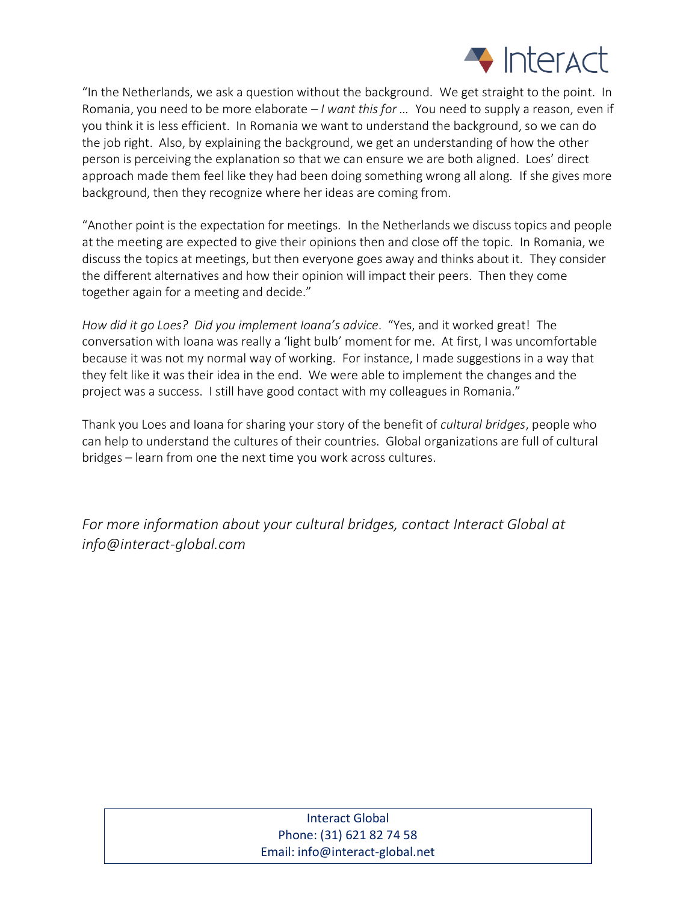"In the Netherlands, we ask a question without the background. We get straight to the point. In Romania, you need to be more elaborate – *I want this for …* You need to supply a reason, even if you think it is less efficient. In Romania we want to understand the background, so we can do the job right. Also, by explaining the background, we get an understanding of how the other person is perceiving the explanation so that we can ensure we are both aligned. Loes' direct approach made them feel like they had been doing something wrong all along. If she gives more background, then they recognize where her ideas are coming from.

"Another point is the expectation for meetings. In the Netherlands we discuss topics and people at the meeting are expected to give their opinions then and close off the topic. In Romania, we discuss the topics at meetings, but then everyone goes away and thinks about it. They consider the different alternatives and how their opinion will impact their peers. Then they come together again for a meeting and decide."

*How did it go Loes? Did you implement Ioana's advice*. "Yes, and it worked great! The conversation with Ioana was really a 'light bulb' moment for me. At first, I was uncomfortable because it was not my normal way of working. For instance, I made suggestions in a way that they felt like it was their idea in the end. We were able to implement the changes and the project was a success. I still have good contact with my colleagues in Romania."

Thank you Loes and Ioana for sharing your story of the benefit of *cultural bridges*, people who can help to understand the cultures of their countries. Global organizations are full of cultural bridges – learn from one the next time you work across cultures.

*For more information about your cultural bridges, contact Interact Global at info@interact-global.com*

Interact Global
Phone: (31) 621 82 74 58
Email: info@interact-global.net